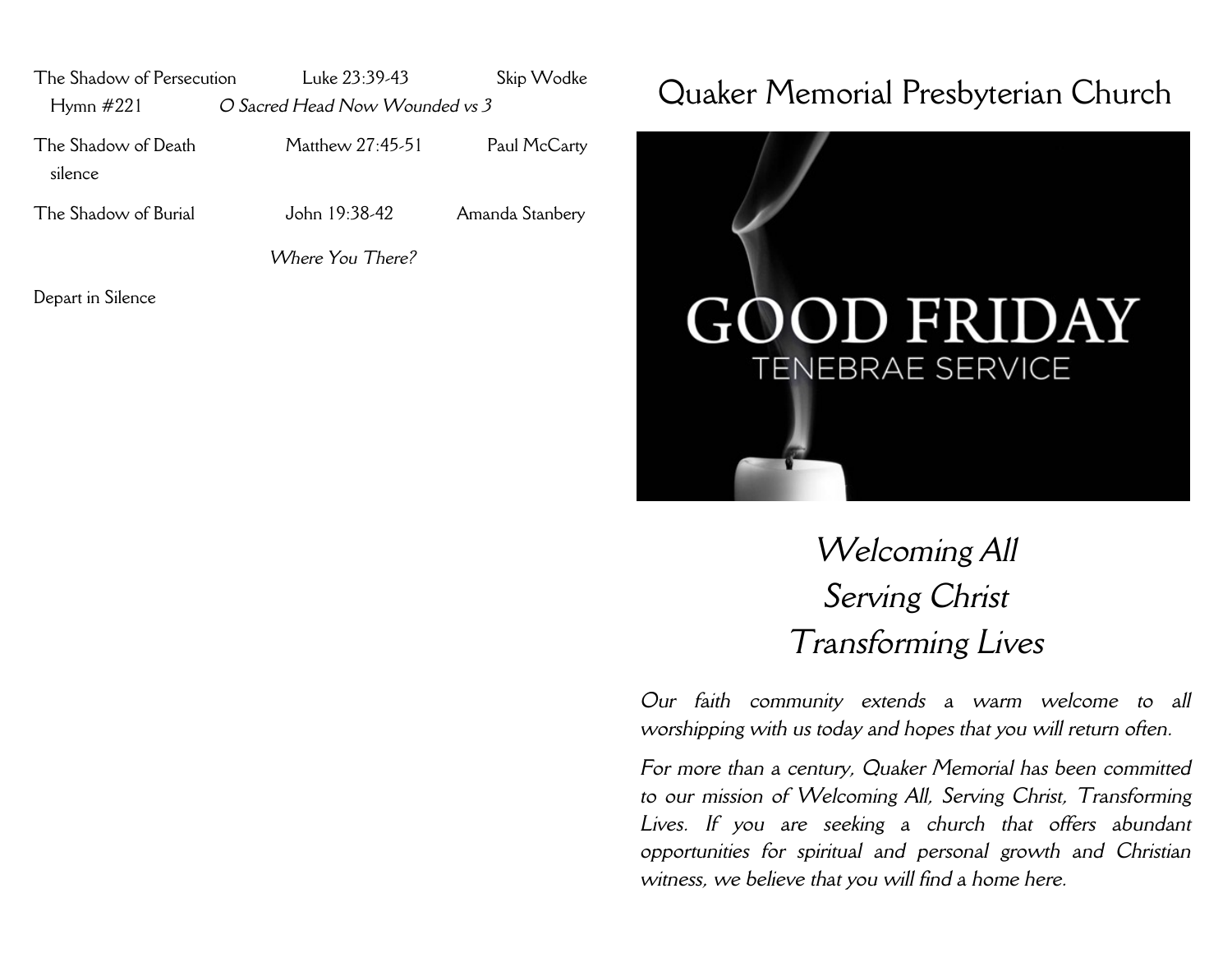| | | |
|---|---|---|
| The Shadow of Persecution | Luke 23:39-43 | Skip Wodke |
| Hymn #221 | *O Sacred Head Now Wounded vs 3* | |
| The Shadow of Death | Matthew 27:45-51 | Paul McCarty |
| silence | | |
| The Shadow of Burial | John 19:38-42 | Amanda Stanbery |
| | *Where You There?* | |

Depart in Silence

# Quaker Memorial Presbyterian Church

GOOD FRIDAY

TENEBRAE SERVICE

*Welcoming All*
*Serving Christ*
*Transforming Lives*

*Our faith community extends a warm welcome to all worshipping with us today and hopes that you will return often.*

*For more than a century, Quaker Memorial has been committed to our mission of Welcoming All, Serving Christ, Transforming Lives. If you are seeking a church that offers abundant opportunities for spiritual and personal growth and Christian witness, we believe that you will find a home here.*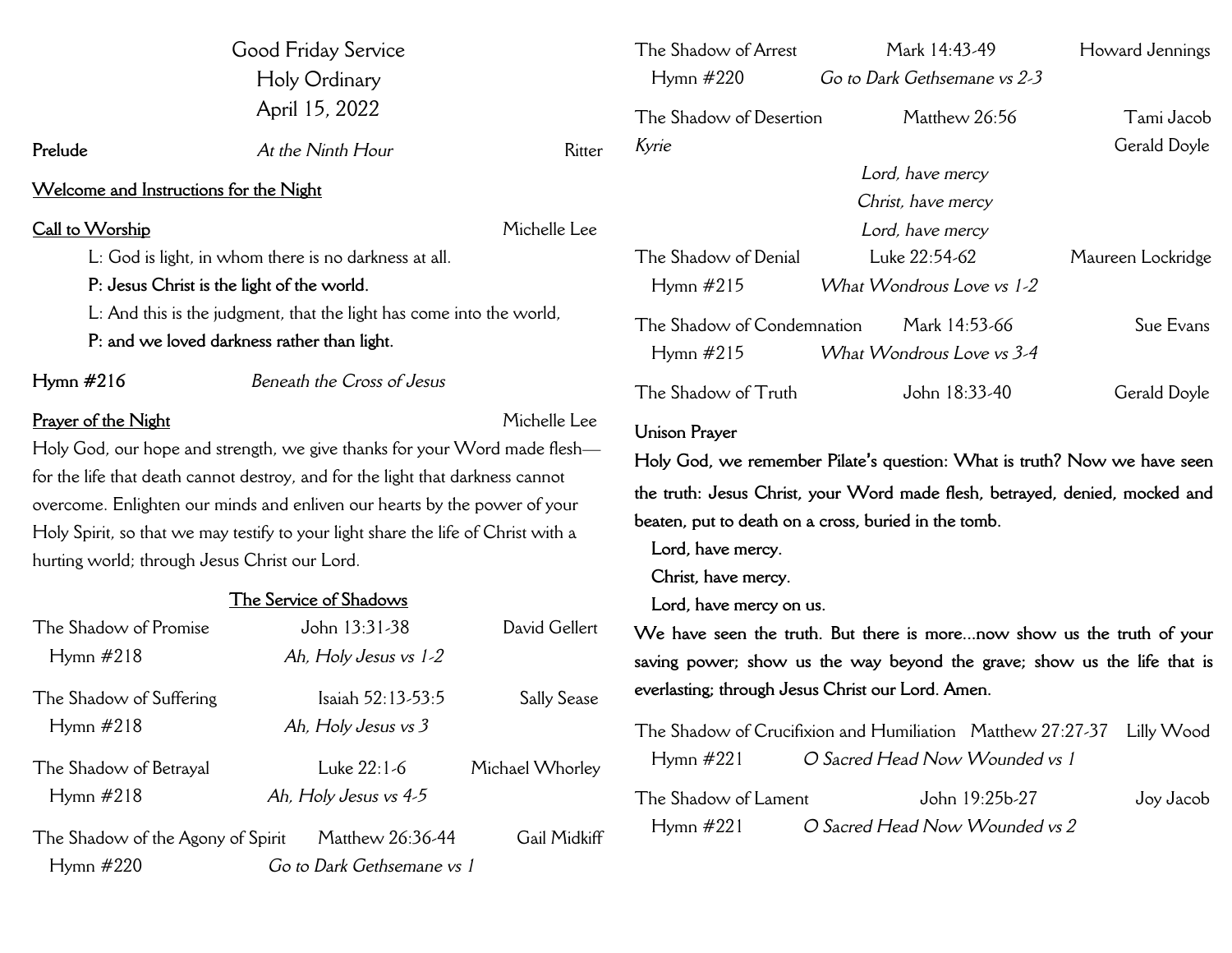# Good Friday Service
## Holy Ordinary
## April 15, 2022

**Prelude** *At the Ninth Hour* Ritter

**Welcome and Instructions for the Night**

**Call to Worship** Michelle Lee

L: God is light, in whom there is no darkness at all.

**P: Jesus Christ is the light of the world.**

L: And this is the judgment, that the light has come into the world,

**P: and we loved darkness rather than light.**

**Hymn #216** *Beneath the Cross of Jesus*

**Prayer of the Night** Michelle Lee

Holy God, our hope and strength, we give thanks for your Word made flesh—for the life that death cannot destroy, and for the light that darkness cannot overcome. Enlighten our minds and enliven our hearts by the power of your Holy Spirit, so that we may testify to your light share the life of Christ with a hurting world; through Jesus Christ our Lord.

**The Service of Shadows**

The Shadow of Promise John 13:31-38 David Gellert
Hymn #218 *Ah, Holy Jesus vs 1-2*

The Shadow of Suffering Isaiah 52:13-53:5 Sally Sease
Hymn #218 *Ah, Holy Jesus vs 3*

The Shadow of Betrayal Luke 22:1-6 Michael Whorley
Hymn #218 *Ah, Holy Jesus vs 4-5*

The Shadow of the Agony of Spirit Matthew 26:36-44 Gail Midkiff
Hymn #220 *Go to Dark Gethsemane vs 1*

The Shadow of Arrest Mark 14:43-49 Howard Jennings
Hymn #220 *Go to Dark Gethsemane vs 2-3*

The Shadow of Desertion Matthew 26:56 Tami Jacob

*Kyrie* Gerald Doyle

*Lord, have mercy*
*Christ, have mercy*
*Lord, have mercy*

The Shadow of Denial Luke 22:54-62 Maureen Lockridge
Hymn #215 *What Wondrous Love vs 1-2*

The Shadow of Condemnation Mark 14:53-66 Sue Evans
Hymn #215 *What Wondrous Love vs 3-4*

The Shadow of Truth John 18:33-40 Gerald Doyle

**Unison Prayer**

**Holy God, we remember Pilate's question: What is truth? Now we have seen the truth: Jesus Christ, your Word made flesh, betrayed, denied, mocked and beaten, put to death on a cross, buried in the tomb.**

**Lord, have mercy.**
**Christ, have mercy.**
**Lord, have mercy on us.**

**We have seen the truth. But there is more…now show us the truth of your saving power; show us the way beyond the grave; show us the life that is everlasting; through Jesus Christ our Lord. Amen.**

The Shadow of Crucifixion and Humiliation Matthew 27:27-37 Lilly Wood
Hymn #221 *O Sacred Head Now Wounded vs 1*

The Shadow of Lament John 19:25b-27 Joy Jacob
Hymn #221 *O Sacred Head Now Wounded vs 2*